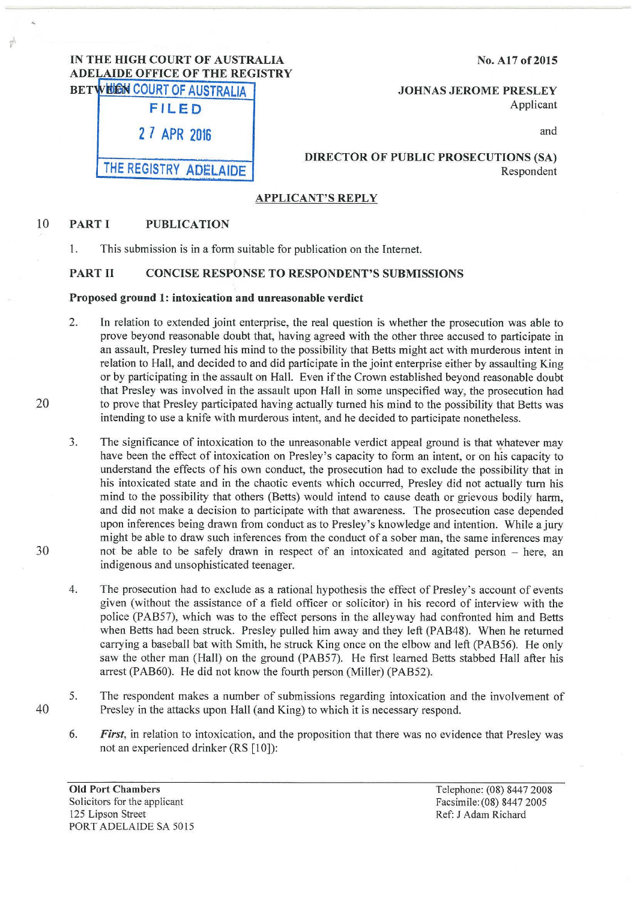IN THE HIGH COURT OF AUSTRALIA
ADELAIDE OFFICE OF THE REGISTRY

No. A17 of 2015

HIGH COURT OF AUSTRALIA
FILED
27 APR 2016
THE REGISTRY ADELAIDE

BETWEEN

JOHNAS JEROME PRESLEY
Applicant

and

DIRECTOR OF PUBLIC PROSECUTIONS (SA)
Respondent

## APPLICANT'S REPLY

### PART I PUBLICATION

1. This submission is in a form suitable for publication on the Internet.

### PART II CONCISE RESPONSE TO RESPONDENT'S SUBMISSIONS

**Proposed ground 1: intoxication and unreasonable verdict**

2. In relation to extended joint enterprise, the real question is whether the prosecution was able to prove beyond reasonable doubt that, having agreed with the other three accused to participate in an assault, Presley turned his mind to the possibility that Betts might act with murderous intent in relation to Hall, and decided to and did participate in the joint enterprise either by assaulting King or by participating in the assault on Hall. Even if the Crown established beyond reasonable doubt that Presley was involved in the assault upon Hall in some unspecified way, the prosecution had to prove that Presley participated having actually turned his mind to the possibility that Betts was intending to use a knife with murderous intent, and he decided to participate nonetheless.

3. The significance of intoxication to the unreasonable verdict appeal ground is that whatever may have been the effect of intoxication on Presley's capacity to form an intent, or on his capacity to understand the effects of his own conduct, the prosecution had to exclude the possibility that in his intoxicated state and in the chaotic events which occurred, Presley did not actually turn his mind to the possibility that others (Betts) would intend to cause death or grievous bodily harm, and did not make a decision to participate with that awareness. The prosecution case depended upon inferences being drawn from conduct as to Presley's knowledge and intention. While a jury might be able to draw such inferences from the conduct of a sober man, the same inferences may not be able to be safely drawn in respect of an intoxicated and agitated person – here, an indigenous and unsophisticated teenager.

4. The prosecution had to exclude as a rational hypothesis the effect of Presley's account of events given (without the assistance of a field officer or solicitor) in his record of interview with the police (PAB57), which was to the effect persons in the alleyway had confronted him and Betts when Betts had been struck. Presley pulled him away and they left (PAB48). When he returned carrying a baseball bat with Smith, he struck King once on the elbow and left (PAB56). He only saw the other man (Hall) on the ground (PAB57). He first learned Betts stabbed Hall after his arrest (PAB60). He did not know the fourth person (Miller) (PAB52).

5. The respondent makes a number of submissions regarding intoxication and the involvement of Presley in the attacks upon Hall (and King) to which it is necessary respond.

6. ***First***, in relation to intoxication, and the proposition that there was no evidence that Presley was not an experienced drinker (RS [10]):

**Old Port Chambers**
Solicitors for the applicant
125 Lipson Street
PORT ADELAIDE SA 5015

Telephone: (08) 8447 2008
Facsimile: (08) 8447 2005
Ref: J Adam Richard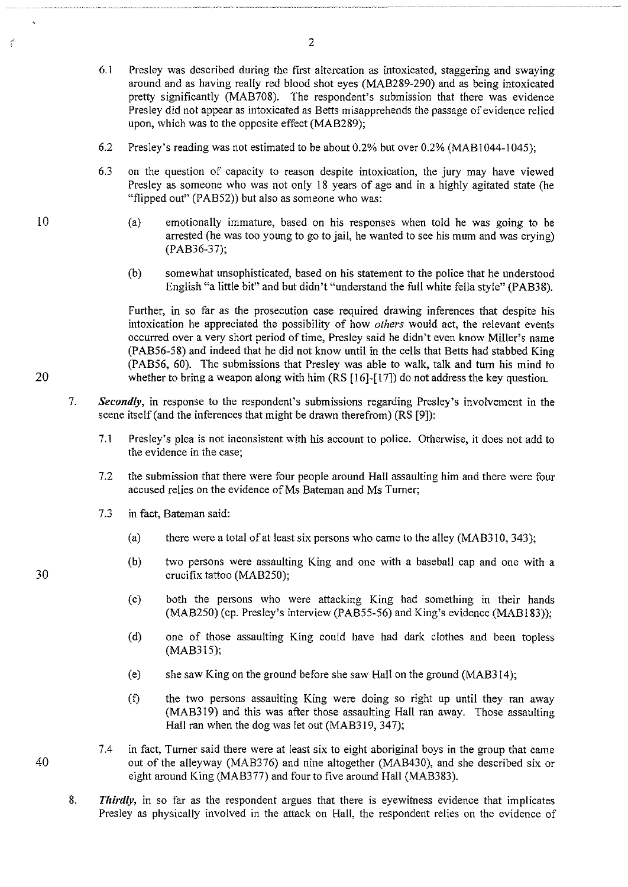6.1 Presley was described during the first altercation as intoxicated, staggering and swaying around and as having really red blood shot eyes (MAB289-290) and as being intoxicated pretty significantly (MAB708). The respondent's submission that there was evidence Presley did not appear as intoxicated as Betts misapprehends the passage of evidence relied upon, which was to the opposite effect (MAB289);

6.2 Presley's reading was not estimated to be about 0.2% but over 0.2% (MAB1044-1045);

6.3 on the question of capacity to reason despite intoxication, the jury may have viewed Presley as someone who was not only 18 years of age and in a highly agitated state (he "flipped out" (PAB52)) but also as someone who was:

(a) emotionally immature, based on his responses when told he was going to be arrested (he was too young to go to jail, he wanted to see his mum and was crying) (PAB36-37);

(b) somewhat unsophisticated, based on his statement to the police that he understood English "a little bit" and but didn't "understand the full white fella style" (PAB38).

Further, in so far as the prosecution case required drawing inferences that despite his intoxication he appreciated the possibility of how *others* would act, the relevant events occurred over a very short period of time, Presley said he didn't even know Miller's name (PAB56-58) and indeed that he did not know until in the cells that Betts had stabbed King (PAB56, 60). The submissions that Presley was able to walk, talk and turn his mind to whether to bring a weapon along with him (RS [16]-[17]) do not address the key question.

7. ***Secondly***, in response to the respondent's submissions regarding Presley's involvement in the scene itself (and the inferences that might be drawn therefrom) (RS [9]):

7.1 Presley's plea is not inconsistent with his account to police. Otherwise, it does not add to the evidence in the case;

7.2 the submission that there were four people around Hall assaulting him and there were four accused relies on the evidence of Ms Bateman and Ms Turner;

7.3 in fact, Bateman said:

(a) there were a total of at least six persons who came to the alley (MAB310, 343);

(b) two persons were assaulting King and one with a baseball cap and one with a crucifix tattoo (MAB250);

(c) both the persons who were attacking King had something in their hands (MAB250) (cp. Presley's interview (PAB55-56) and King's evidence (MAB183));

(d) one of those assaulting King could have had dark clothes and been topless (MAB315);

(e) she saw King on the ground before she saw Hall on the ground (MAB314);

(f) the two persons assaulting King were doing so right up until they ran away (MAB319) and this was after those assaulting Hall ran away. Those assaulting Hall ran when the dog was let out (MAB319, 347);

7.4 in fact, Turner said there were at least six to eight aboriginal boys in the group that came out of the alleyway (MAB376) and nine altogether (MAB430), and she described six or eight around King (MAB377) and four to five around Hall (MAB383).

8. ***Thirdly,*** in so far as the respondent argues that there is eyewitness evidence that implicates Presley as physically involved in the attack on Hall, the respondent relies on the evidence of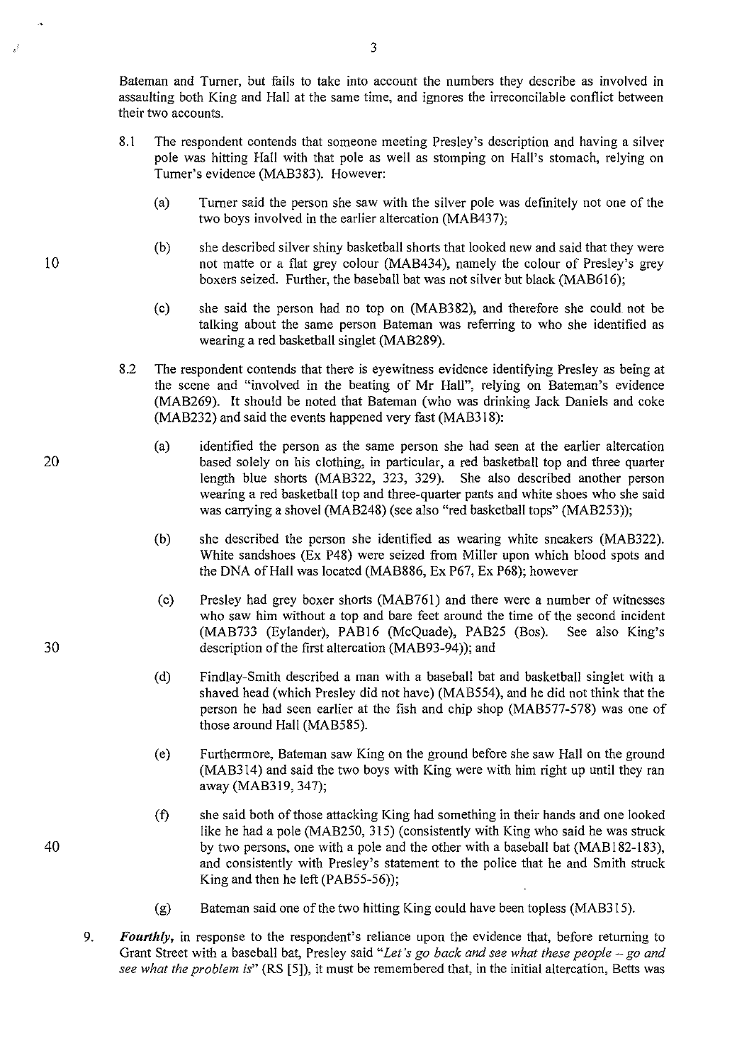Bateman and Turner, but fails to take into account the numbers they describe as involved in assaulting both King and Hall at the same time, and ignores the irreconcilable conflict between their two accounts.

8.1 The respondent contends that someone meeting Presley's description and having a silver pole was hitting Hall with that pole as well as stomping on Hall's stomach, relying on Turner's evidence (MAB383). However:

(a) Turner said the person she saw with the silver pole was definitely not one of the two boys involved in the earlier altercation (MAB437);

(b) she described silver shiny basketball shorts that looked new and said that they were not matte or a flat grey colour (MAB434), namely the colour of Presley's grey boxers seized. Further, the baseball bat was not silver but black (MAB616);

(c) she said the person had no top on (MAB382), and therefore she could not be talking about the same person Bateman was referring to who she identified as wearing a red basketball singlet (MAB289).

8.2 The respondent contends that there is eyewitness evidence identifying Presley as being at the scene and "involved in the beating of Mr Hall", relying on Bateman's evidence (MAB269). It should be noted that Bateman (who was drinking Jack Daniels and coke (MAB232) and said the events happened very fast (MAB318):

(a) identified the person as the same person she had seen at the earlier altercation based solely on his clothing, in particular, a red basketball top and three quarter length blue shorts (MAB322, 323, 329). She also described another person wearing a red basketball top and three-quarter pants and white shoes who she said was carrying a shovel (MAB248) (see also "red basketball tops" (MAB253));

(b) she described the person she identified as wearing white sneakers (MAB322). White sandshoes (Ex P48) were seized from Miller upon which blood spots and the DNA of Hall was located (MAB886, Ex P67, Ex P68); however

(c) Presley had grey boxer shorts (MAB761) and there were a number of witnesses who saw him without a top and bare feet around the time of the second incident (MAB733 (Eylander), PAB16 (McQuade), PAB25 (Bos). See also King's description of the first altercation (MAB93-94)); and

(d) Findlay-Smith described a man with a baseball bat and basketball singlet with a shaved head (which Presley did not have) (MAB554), and he did not think that the person he had seen earlier at the fish and chip shop (MAB577-578) was one of those around Hall (MAB585).

(e) Furthermore, Bateman saw King on the ground before she saw Hall on the ground (MAB314) and said the two boys with King were with him right up until they ran away (MAB319, 347);

(f) she said both of those attacking King had something in their hands and one looked like he had a pole (MAB250, 315) (consistently with King who said he was struck by two persons, one with a pole and the other with a baseball bat (MAB182-183), and consistently with Presley's statement to the police that he and Smith struck King and then he left (PAB55-56));

(g) Bateman said one of the two hitting King could have been topless (MAB315).

9. ***Fourthly,*** in response to the respondent's reliance upon the evidence that, before returning to Grant Street with a baseball bat, Presley said "*Let's go back and see what these people – go and see what the problem is*" (RS [5]), it must be remembered that, in the initial altercation, Betts was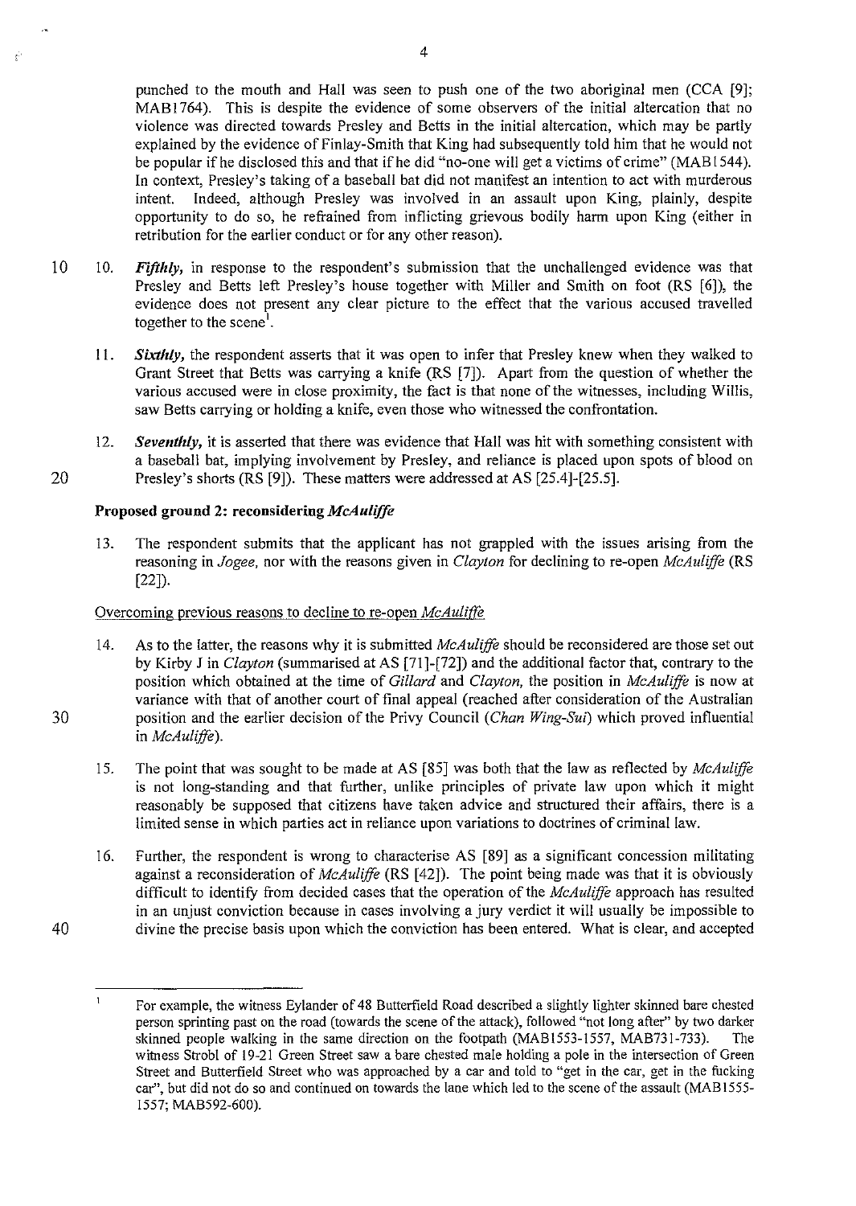punched to the mouth and Hall was seen to push one of the two aboriginal men (CCA [9]; MAB1764). This is despite the evidence of some observers of the initial altercation that no violence was directed towards Presley and Betts in the initial altercation, which may be partly explained by the evidence of Finlay-Smith that King had subsequently told him that he would not be popular if he disclosed this and that if he did "no-one will get a victims of crime" (MAB1544). In context, Presley's taking of a baseball bat did not manifest an intention to act with murderous intent. Indeed, although Presley was involved in an assault upon King, plainly, despite opportunity to do so, he refrained from inflicting grievous bodily harm upon King (either in retribution for the earlier conduct or for any other reason).

10. ***Fifthly,*** in response to the respondent's submission that the unchallenged evidence was that Presley and Betts left Presley's house together with Miller and Smith on foot (RS [6]), the evidence does not present any clear picture to the effect that the various accused travelled together to the scene[1].

11. ***Sixthly,*** the respondent asserts that it was open to infer that Presley knew when they walked to Grant Street that Betts was carrying a knife (RS [7]). Apart from the question of whether the various accused were in close proximity, the fact is that none of the witnesses, including Willis, saw Betts carrying or holding a knife, even those who witnessed the confrontation.

12. ***Seventhly,*** it is asserted that there was evidence that Hall was hit with something consistent with a baseball bat, implying involvement by Presley, and reliance is placed upon spots of blood on Presley's shorts (RS [9]). These matters were addressed at AS [25.4]-[25.5].

### Proposed ground 2: reconsidering *McAuliffe*

13. The respondent submits that the applicant has not grappled with the issues arising from the reasoning in *Jogee*, nor with the reasons given in *Clayton* for declining to re-open *McAuliffe* (RS [22]).

<u>Overcoming previous reasons to decline to re-open *McAuliffe*</u>

14. As to the latter, the reasons why it is submitted *McAuliffe* should be reconsidered are those set out by Kirby J in *Clayton* (summarised at AS [71]-[72]) and the additional factor that, contrary to the position which obtained at the time of *Gillard* and *Clayton*, the position in *McAuliffe* is now at variance with that of another court of final appeal (reached after consideration of the Australian position and the earlier decision of the Privy Council (*Chan Wing-Sui*) which proved influential in *McAuliffe*).

15. The point that was sought to be made at AS [85] was both that the law as reflected by *McAuliffe* is not long-standing and that further, unlike principles of private law upon which it might reasonably be supposed that citizens have taken advice and structured their affairs, there is a limited sense in which parties act in reliance upon variations to doctrines of criminal law.

16. Further, the respondent is wrong to characterise AS [89] as a significant concession militating against a reconsideration of *McAuliffe* (RS [42]). The point being made was that it is obviously difficult to identify from decided cases that the operation of the *McAuliffe* approach has resulted in an unjust conviction because in cases involving a jury verdict it will usually be impossible to divine the precise basis upon which the conviction has been entered. What is clear, and accepted

---

[1] For example, the witness Eylander of 48 Butterfield Road described a slightly lighter skinned bare chested person sprinting past on the road (towards the scene of the attack), followed "not long after" by two darker skinned people walking in the same direction on the footpath (MAB1553-1557, MAB731-733). The witness Strobl of 19-21 Green Street saw a bare chested male holding a pole in the intersection of Green Street and Butterfield Street who was approached by a car and told to "get in the car, get in the fucking car", but did not do so and continued on towards the lane which led to the scene of the assault (MAB1555-1557; MAB592-600).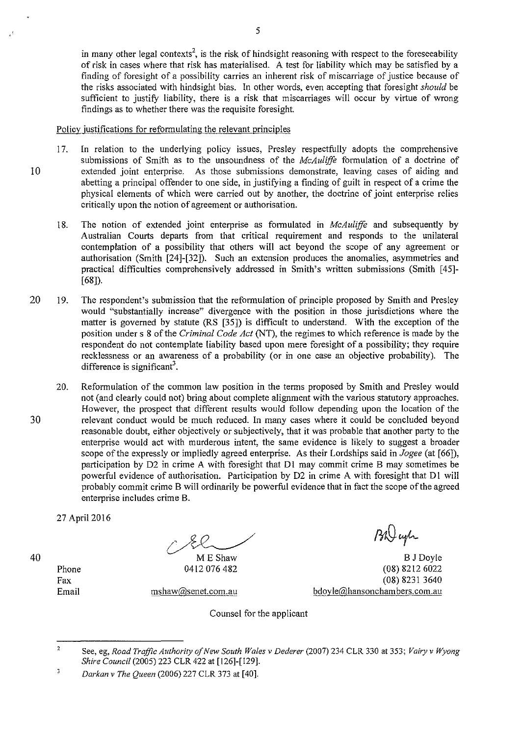in many other legal contexts[2], is the risk of hindsight reasoning with respect to the foreseeability of risk in cases where that risk has materialised. A test for liability which may be satisfied by a finding of foresight of a possibility carries an inherent risk of miscarriage of justice because of the risks associated with hindsight bias. In other words, even accepting that foresight *should* be sufficient to justify liability, there is a risk that miscarriages will occur by virtue of wrong findings as to whether there was the requisite foresight.

Policy justifications for reformulating the relevant principles

17. In relation to the underlying policy issues, Presley respectfully adopts the comprehensive submissions of Smith as to the unsoundness of the *McAuliffe* formulation of a doctrine of extended joint enterprise. As those submissions demonstrate, leaving cases of aiding and abetting a principal offender to one side, in justifying a finding of guilt in respect of a crime the physical elements of which were carried out by another, the doctrine of joint enterprise relies critically upon the notion of agreement or authorisation.

18. The notion of extended joint enterprise as formulated in *McAuliffe* and subsequently by Australian Courts departs from that critical requirement and responds to the unilateral contemplation of a possibility that others will act beyond the scope of any agreement or authorisation (Smith [24]-[32]). Such an extension produces the anomalies, asymmetries and practical difficulties comprehensively addressed in Smith's written submissions (Smith [45]-[68]).

19. The respondent's submission that the reformulation of principle proposed by Smith and Presley would "substantially increase" divergence with the position in those jurisdictions where the matter is governed by statute (RS [35]) is difficult to understand. With the exception of the position under s 8 of the *Criminal Code Act* (NT), the regimes to which reference is made by the respondent do not contemplate liability based upon mere foresight of a possibility; they require recklessness or an awareness of a probability (or in one case an objective probability). The difference is significant[3].

20. Reformulation of the common law position in the terms proposed by Smith and Presley would not (and clearly could not) bring about complete alignment with the various statutory approaches. However, the prospect that different results would follow depending upon the location of the relevant conduct would be much reduced. In many cases where it could be concluded beyond reasonable doubt, either objectively or subjectively, that it was probable that another party to the enterprise would act with murderous intent, the same evidence is likely to suggest a broader scope of the expressly or impliedly agreed enterprise. As their Lordships said in *Jogee* (at [66]), participation by D2 in crime A with foresight that D1 may commit crime B may sometimes be powerful evidence of authorisation. Participation by D2 in crime A with foresight that D1 will probably commit crime B will ordinarily be powerful evidence that in fact the scope of the agreed enterprise includes crime B.

27 April 2016

| | M E Shaw | B J Doyle |
|---|---|---|
| Phone | 0412 076 482 | (08) 8212 6022 |
| Fax | | (08) 8231 3640 |
| Email | mshaw@senet.com.au | bdoyle@hansonchambers.com.au |

Counsel for the applicant

---

[2] See, eg, *Road Traffic Authority of New South Wales v Dederer* (2007) 234 CLR 330 at 353; *Vairy v Wyong Shire Council* (2005) 223 CLR 422 at [126]-[129].

[3] *Darkan v The Queen* (2006) 227 CLR 373 at [40].